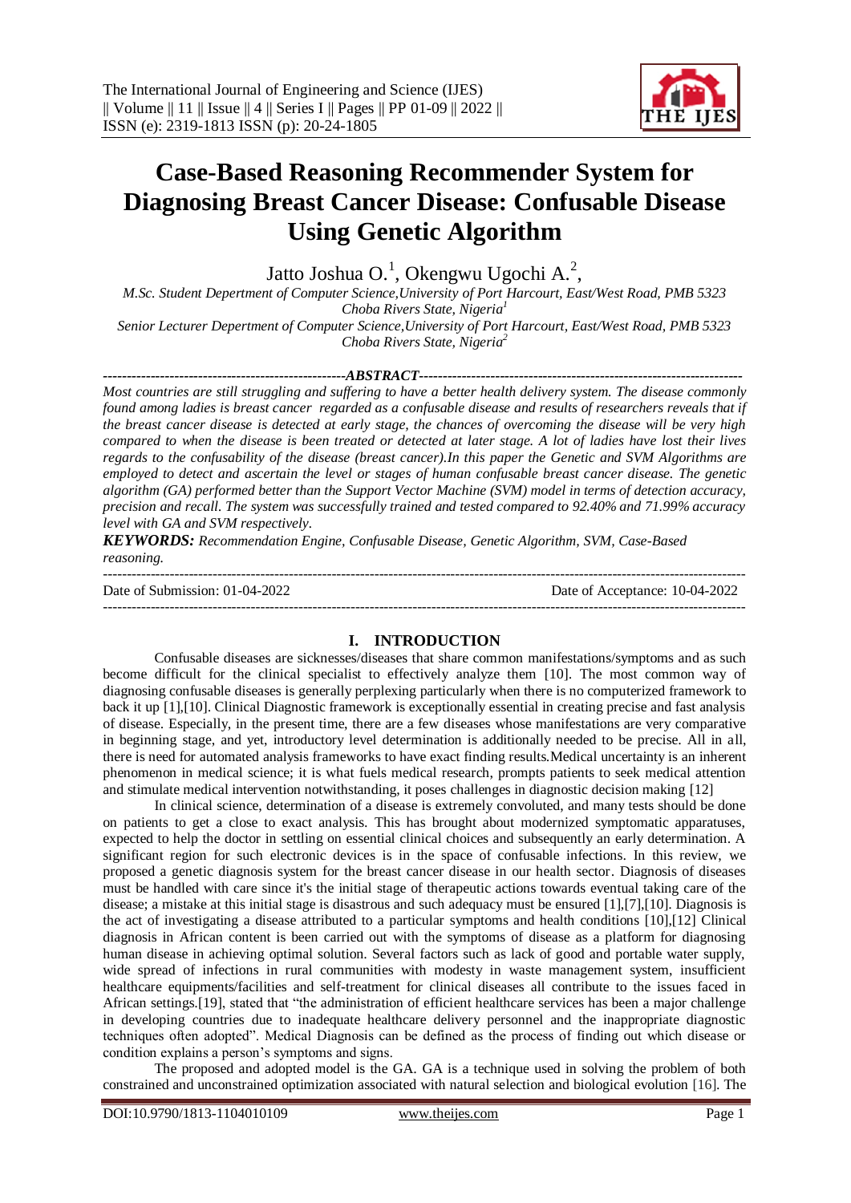# Case-Based Reasoning Recommender System for Diagnosing Breast Cancer Disease: Confusable Disease Using Genetic Algorithm

Jatto Joshua O.[1], Okengwu Ugochi A.[2],

*M.Sc. Student Depertment of Computer Science,University of Port Harcourt, East/West Road, PMB 5323 Choba Rivers State, Nigeria[1]*

*Senior Lecturer Depertment of Computer Science,University of Port Harcourt, East/West Road, PMB 5323 Choba Rivers State, Nigeria[2]*

---

***ABSTRACT***

*Most countries are still struggling and suffering to have a better health delivery system. The disease commonly found among ladies is breast cancer regarded as a confusable disease and results of researchers reveals that if the breast cancer disease is detected at early stage, the chances of overcoming the disease will be very high compared to when the disease is been treated or detected at later stage. A lot of ladies have lost their lives regards to the confusability of the disease (breast cancer).In this paper the Genetic and SVM Algorithms are employed to detect and ascertain the level or stages of human confusable breast cancer disease. The genetic algorithm (GA) performed better than the Support Vector Machine (SVM) model in terms of detection accuracy, precision and recall. The system was successfully trained and tested compared to 92.40% and 71.99% accuracy level with GA and SVM respectively.*

***KEYWORDS:*** *Recommendation Engine, Confusable Disease, Genetic Algorithm, SVM, Case-Based reasoning.*

---

Date of Submission: 01-04-2022 Date of Acceptance: 10-04-2022

---

## I. INTRODUCTION

Confusable diseases are sicknesses/diseases that share common manifestations/symptoms and as such become difficult for the clinical specialist to effectively analyze them [10]. The most common way of diagnosing confusable diseases is generally perplexing particularly when there is no computerized framework to back it up [1],[10]. Clinical Diagnostic framework is exceptionally essential in creating precise and fast analysis of disease. Especially, in the present time, there are a few diseases whose manifestations are very comparative in beginning stage, and yet, introductory level determination is additionally needed to be precise. All in all, there is need for automated analysis frameworks to have exact finding results.Medical uncertainty is an inherent phenomenon in medical science; it is what fuels medical research, prompts patients to seek medical attention and stimulate medical intervention notwithstanding, it poses challenges in diagnostic decision making [12]

In clinical science, determination of a disease is extremely convoluted, and many tests should be done on patients to get a close to exact analysis. This has brought about modernized symptomatic apparatuses, expected to help the doctor in settling on essential clinical choices and subsequently an early determination. A significant region for such electronic devices is in the space of confusable infections. In this review, we proposed a genetic diagnosis system for the breast cancer disease in our health sector. Diagnosis of diseases must be handled with care since it's the initial stage of therapeutic actions towards eventual taking care of the disease; a mistake at this initial stage is disastrous and such adequacy must be ensured [1],[7],[10]. Diagnosis is the act of investigating a disease attributed to a particular symptoms and health conditions [10],[12] Clinical diagnosis in African content is been carried out with the symptoms of disease as a platform for diagnosing human disease in achieving optimal solution. Several factors such as lack of good and portable water supply, wide spread of infections in rural communities with modesty in waste management system, insufficient healthcare equipments/facilities and self-treatment for clinical diseases all contribute to the issues faced in African settings.[19], stated that "the administration of efficient healthcare services has been a major challenge in developing countries due to inadequate healthcare delivery personnel and the inappropriate diagnostic techniques often adopted". Medical Diagnosis can be defined as the process of finding out which disease or condition explains a person's symptoms and signs.

The proposed and adopted model is the GA. GA is a technique used in solving the problem of both constrained and unconstrained optimization associated with natural selection and biological evolution [16]. The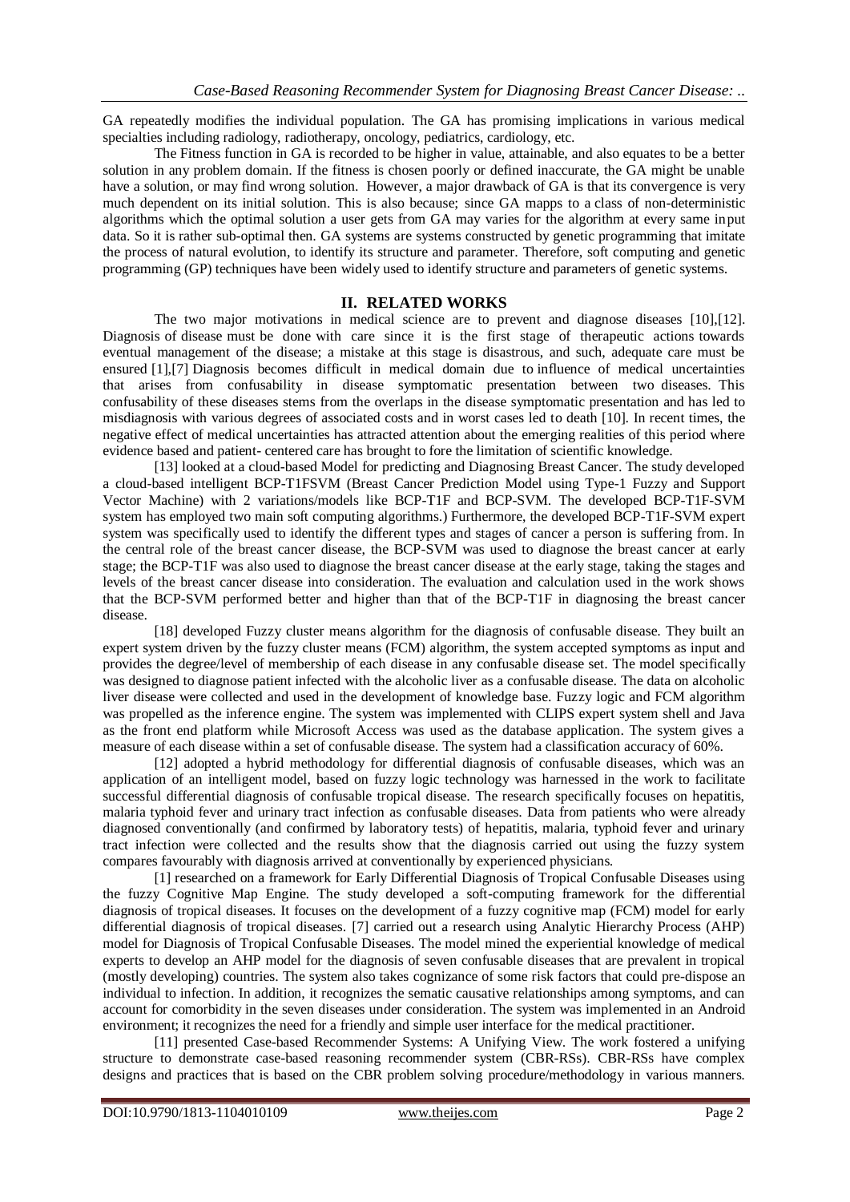GA repeatedly modifies the individual population. The GA has promising implications in various medical specialties including radiology, radiotherapy, oncology, pediatrics, cardiology, etc.

The Fitness function in GA is recorded to be higher in value, attainable, and also equates to be a better solution in any problem domain. If the fitness is chosen poorly or defined inaccurate, the GA might be unable have a solution, or may find wrong solution. However, a major drawback of GA is that its convergence is very much dependent on its initial solution. This is also because; since GA mapps to a class of non-deterministic algorithms which the optimal solution a user gets from GA may varies for the algorithm at every same input data. So it is rather sub-optimal then. GA systems are systems constructed by genetic programming that imitate the process of natural evolution, to identify its structure and parameter. Therefore, soft computing and genetic programming (GP) techniques have been widely used to identify structure and parameters of genetic systems.

## II. RELATED WORKS

The two major motivations in medical science are to prevent and diagnose diseases [10],[12]. Diagnosis of disease must be done with care since it is the first stage of therapeutic actions towards eventual management of the disease; a mistake at this stage is disastrous, and such, adequate care must be ensured [1],[7] Diagnosis becomes difficult in medical domain due to influence of medical uncertainties that arises from confusability in disease symptomatic presentation between two diseases. This confusability of these diseases stems from the overlaps in the disease symptomatic presentation and has led to misdiagnosis with various degrees of associated costs and in worst cases led to death [10]. In recent times, the negative effect of medical uncertainties has attracted attention about the emerging realities of this period where evidence based and patient- centered care has brought to fore the limitation of scientific knowledge.

[13] looked at a cloud-based Model for predicting and Diagnosing Breast Cancer. The study developed a cloud-based intelligent BCP-T1FSVM (Breast Cancer Prediction Model using Type-1 Fuzzy and Support Vector Machine) with 2 variations/models like BCP-T1F and BCP-SVM. The developed BCP-T1F-SVM system has employed two main soft computing algorithms.) Furthermore, the developed BCP-T1F-SVM expert system was specifically used to identify the different types and stages of cancer a person is suffering from. In the central role of the breast cancer disease, the BCP-SVM was used to diagnose the breast cancer at early stage; the BCP-T1F was also used to diagnose the breast cancer disease at the early stage, taking the stages and levels of the breast cancer disease into consideration. The evaluation and calculation used in the work shows that the BCP-SVM performed better and higher than that of the BCP-T1F in diagnosing the breast cancer disease.

[18] developed Fuzzy cluster means algorithm for the diagnosis of confusable disease. They built an expert system driven by the fuzzy cluster means (FCM) algorithm, the system accepted symptoms as input and provides the degree/level of membership of each disease in any confusable disease set. The model specifically was designed to diagnose patient infected with the alcoholic liver as a confusable disease. The data on alcoholic liver disease were collected and used in the development of knowledge base. Fuzzy logic and FCM algorithm was propelled as the inference engine. The system was implemented with CLIPS expert system shell and Java as the front end platform while Microsoft Access was used as the database application. The system gives a measure of each disease within a set of confusable disease. The system had a classification accuracy of 60%.

[12] adopted a hybrid methodology for differential diagnosis of confusable diseases, which was an application of an intelligent model, based on fuzzy logic technology was harnessed in the work to facilitate successful differential diagnosis of confusable tropical disease. The research specifically focuses on hepatitis, malaria typhoid fever and urinary tract infection as confusable diseases. Data from patients who were already diagnosed conventionally (and confirmed by laboratory tests) of hepatitis, malaria, typhoid fever and urinary tract infection were collected and the results show that the diagnosis carried out using the fuzzy system compares favourably with diagnosis arrived at conventionally by experienced physicians.

[1] researched on a framework for Early Differential Diagnosis of Tropical Confusable Diseases using the fuzzy Cognitive Map Engine. The study developed a soft-computing framework for the differential diagnosis of tropical diseases. It focuses on the development of a fuzzy cognitive map (FCM) model for early differential diagnosis of tropical diseases. [7] carried out a research using Analytic Hierarchy Process (AHP) model for Diagnosis of Tropical Confusable Diseases. The model mined the experiential knowledge of medical experts to develop an AHP model for the diagnosis of seven confusable diseases that are prevalent in tropical (mostly developing) countries. The system also takes cognizance of some risk factors that could pre-dispose an individual to infection. In addition, it recognizes the sematic causative relationships among symptoms, and can account for comorbidity in the seven diseases under consideration. The system was implemented in an Android environment; it recognizes the need for a friendly and simple user interface for the medical practitioner.

[11] presented Case-based Recommender Systems: A Unifying View. The work fostered a unifying structure to demonstrate case-based reasoning recommender system (CBR-RSs). CBR-RSs have complex designs and practices that is based on the CBR problem solving procedure/methodology in various manners.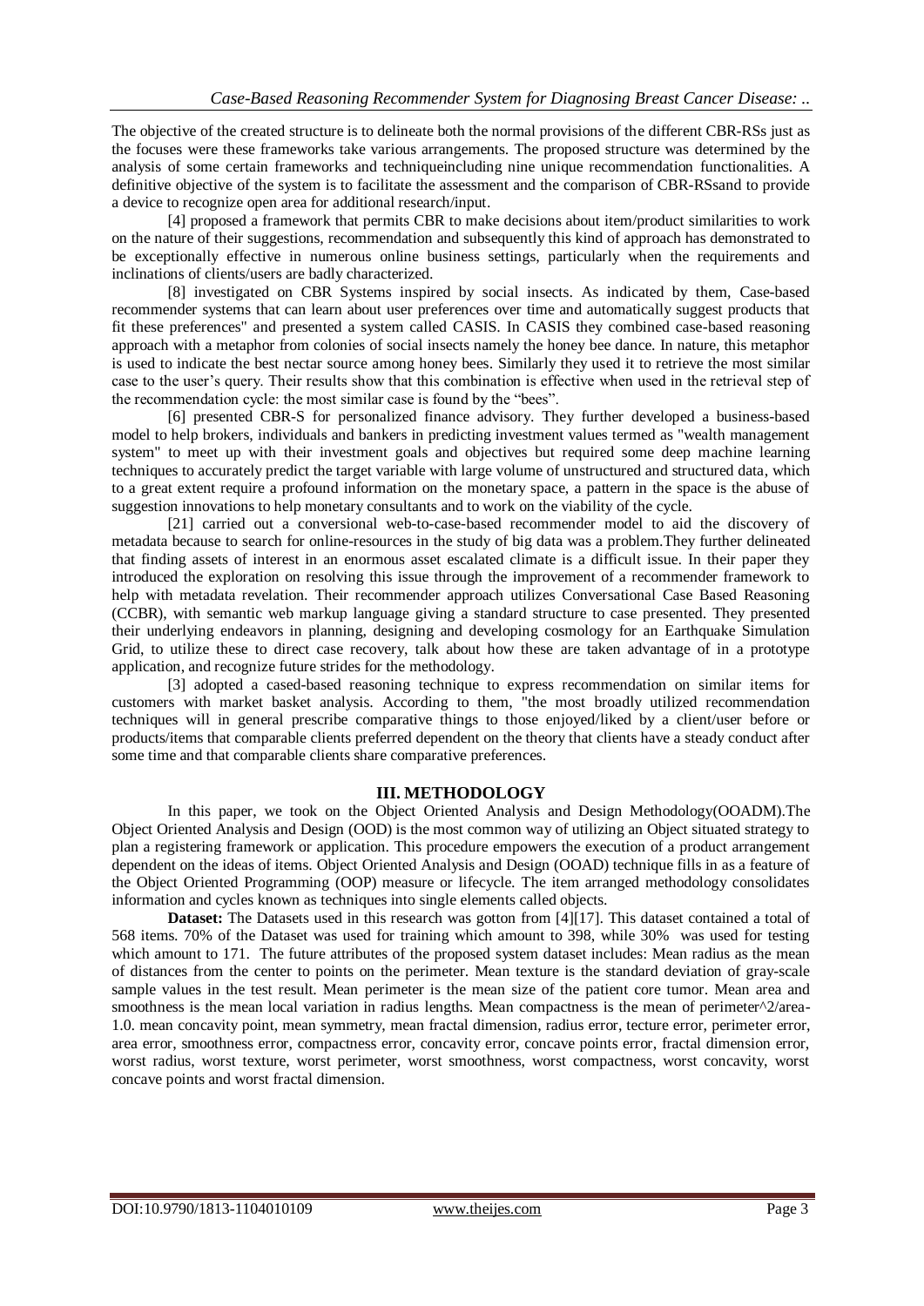The objective of the created structure is to delineate both the normal provisions of the different CBR-RSs just as the focuses were these frameworks take various arrangements. The proposed structure was determined by the analysis of some certain frameworks and techniqueincluding nine unique recommendation functionalities. A definitive objective of the system is to facilitate the assessment and the comparison of CBR-RSsand to provide a device to recognize open area for additional research/input.

[4] proposed a framework that permits CBR to make decisions about item/product similarities to work on the nature of their suggestions, recommendation and subsequently this kind of approach has demonstrated to be exceptionally effective in numerous online business settings, particularly when the requirements and inclinations of clients/users are badly characterized.

[8] investigated on CBR Systems inspired by social insects. As indicated by them, Case-based recommender systems that can learn about user preferences over time and automatically suggest products that fit these preferences" and presented a system called CASIS. In CASIS they combined case-based reasoning approach with a metaphor from colonies of social insects namely the honey bee dance. In nature, this metaphor is used to indicate the best nectar source among honey bees. Similarly they used it to retrieve the most similar case to the user's query. Their results show that this combination is effective when used in the retrieval step of the recommendation cycle: the most similar case is found by the "bees".

[6] presented CBR-S for personalized finance advisory. They further developed a business-based model to help brokers, individuals and bankers in predicting investment values termed as "wealth management system" to meet up with their investment goals and objectives but required some deep machine learning techniques to accurately predict the target variable with large volume of unstructured and structured data, which to a great extent require a profound information on the monetary space, a pattern in the space is the abuse of suggestion innovations to help monetary consultants and to work on the viability of the cycle.

[21] carried out a conversional web-to-case-based recommender model to aid the discovery of metadata because to search for online-resources in the study of big data was a problem.They further delineated that finding assets of interest in an enormous asset escalated climate is a difficult issue. In their paper they introduced the exploration on resolving this issue through the improvement of a recommender framework to help with metadata revelation. Their recommender approach utilizes Conversational Case Based Reasoning (CCBR), with semantic web markup language giving a standard structure to case presented. They presented their underlying endeavors in planning, designing and developing cosmology for an Earthquake Simulation Grid, to utilize these to direct case recovery, talk about how these are taken advantage of in a prototype application, and recognize future strides for the methodology.

[3] adopted a cased-based reasoning technique to express recommendation on similar items for customers with market basket analysis. According to them, "the most broadly utilized recommendation techniques will in general prescribe comparative things to those enjoyed/liked by a client/user before or products/items that comparable clients preferred dependent on the theory that clients have a steady conduct after some time and that comparable clients share comparative preferences.

## III. METHODOLOGY

In this paper, we took on the Object Oriented Analysis and Design Methodology(OOADM).The Object Oriented Analysis and Design (OOD) is the most common way of utilizing an Object situated strategy to plan a registering framework or application. This procedure empowers the execution of a product arrangement dependent on the ideas of items. Object Oriented Analysis and Design (OOAD) technique fills in as a feature of the Object Oriented Programming (OOP) measure or lifecycle. The item arranged methodology consolidates information and cycles known as techniques into single elements called objects.

**Dataset:** The Datasets used in this research was gotton from [4][17]. This dataset contained a total of 568 items. 70% of the Dataset was used for training which amount to 398, while 30% was used for testing which amount to 171. The future attributes of the proposed system dataset includes: Mean radius as the mean of distances from the center to points on the perimeter. Mean texture is the standard deviation of gray-scale sample values in the test result. Mean perimeter is the mean size of the patient core tumor. Mean area and smoothness is the mean local variation in radius lengths. Mean compactness is the mean of perimeter^2/area-1.0. mean concavity point, mean symmetry, mean fractal dimension, radius error, tecture error, perimeter error, area error, smoothness error, compactness error, concavity error, concave points error, fractal dimension error, worst radius, worst texture, worst perimeter, worst smoothness, worst compactness, worst concavity, worst concave points and worst fractal dimension.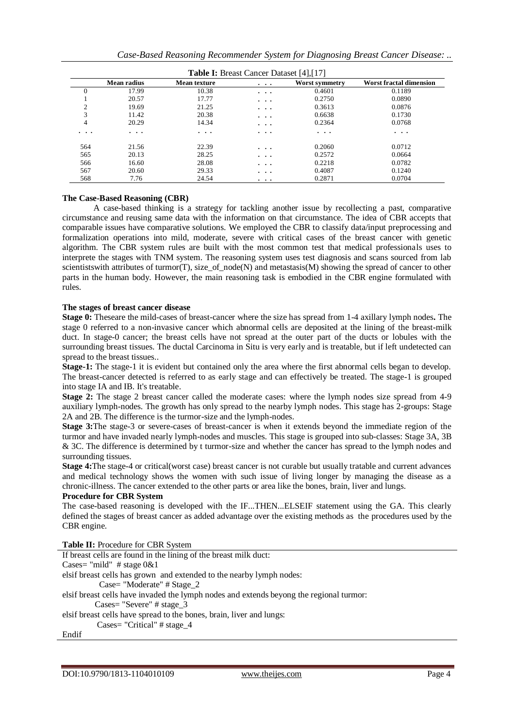**Table I:** Breast Cancer Dataset [4],[17]

| | Mean radius | Mean texture | . . . | Worst symmetry | Worst fractal dimension |
|---|---|---|---|---|---|
| 0 | 17.99 | 10.38 | . . . | 0.4601 | 0.1189 |
| 1 | 20.57 | 17.77 | . . . | 0.2750 | 0.0890 |
| 2 | 19.69 | 21.25 | . . . | 0.3613 | 0.0876 |
| 3 | 11.42 | 20.38 | . . . | 0.6638 | 0.1730 |
| 4 | 20.29 | 14.34 | . . . | 0.2364 | 0.0768 |
| . . . | . . . | . . . | . . . | . . . | . . . |
| 564 | 21.56 | 22.39 | . . . | 0.2060 | 0.0712 |
| 565 | 20.13 | 28.25 | . . . | 0.2572 | 0.0664 |
| 566 | 16.60 | 28.08 | . . . | 0.2218 | 0.0782 |
| 567 | 20.60 | 29.33 | . . . | 0.4087 | 0.1240 |
| 568 | 7.76 | 24.54 | . . . | 0.2871 | 0.0704 |

**The Case-Based Reasoning (CBR)**

A case-based thinking is a strategy for tackling another issue by recollecting a past, comparative circumstance and reusing same data with the information on that circumstance. The idea of CBR accepts that comparable issues have comparative solutions. We employed the CBR to classify data/input preprocessing and formalization operations into mild, moderate, severe with critical cases of the breast cancer with genetic algorithm. The CBR system rules are built with the most common test that medical professionals uses to interprete the stages with TNM system. The reasoning system uses test diagnosis and scans sourced from lab scientistswith attributes of turmor(T), size_of_node(N) and metastasis(M) showing the spread of cancer to other parts in the human body. However, the main reasoning task is embodied in the CBR engine formulated with rules.

**The stages of breast cancer disease**

**Stage 0:** Theseare the mild-cases of breast-cancer where the size has spread from 1-4 axillary lymph nodes**.** The stage 0 referred to a non-invasive cancer which abnormal cells are deposited at the lining of the breast-milk duct. In stage-0 cancer; the breast cells have not spread at the outer part of the ducts or lobules with the surrounding breast tissues. The ductal Carcinoma in Situ is very early and is treatable, but if left undetected can spread to the breast tissues..

**Stage-1:** The stage-1 it is evident but contained only the area where the first abnormal cells began to develop. The breast-cancer detected is referred to as early stage and can effectively be treated. The stage-1 is grouped into stage IA and IB. It's treatable.

**Stage 2:** The stage 2 breast cancer called the moderate cases: where the lymph nodes size spread from 4-9 auxiliary lymph-nodes. The growth has only spread to the nearby lymph nodes. This stage has 2-groups: Stage 2A and 2B. The difference is the turmor-size and the lymph-nodes.

**Stage 3:**The stage-3 or severe-cases of breast-cancer is when it extends beyond the immediate region of the turmor and have invaded nearly lymph-nodes and muscles. This stage is grouped into sub-classes: Stage 3A, 3B & 3C. The difference is determined by t turmor-size and whether the cancer has spread to the lymph nodes and surrounding tissues.

**Stage 4:**The stage-4 or critical(worst case) breast cancer is not curable but usually tratable and current advances and medical technology shows the women with such issue of living longer by managing the disease as a chronic-illness. The cancer extended to the other parts or area like the bones, brain, liver and lungs.

**Procedure for CBR System**

The case-based reasoning is developed with the IF...THEN...ELSEIF statement using the GA. This clearly defined the stages of breast cancer as added advantage over the existing methods as the procedures used by the CBR engine.

**Table II:** Procedure for CBR System

```
If breast cells are found in the lining of the breast milk duct:
Cases= "mild"  # stage 0&1
elsif breast cells has grown  and extended to the nearby lymph nodes:
        Case= "Moderate" # Stage_2
elsif breast cells have invaded the lymph nodes and extends beyong the regional turmor:
       Cases= "Severe" # stage_3
elsif breast cells have spread to the bones, brain, liver and lungs:
       Cases= "Critical" # stage_4
Endif
```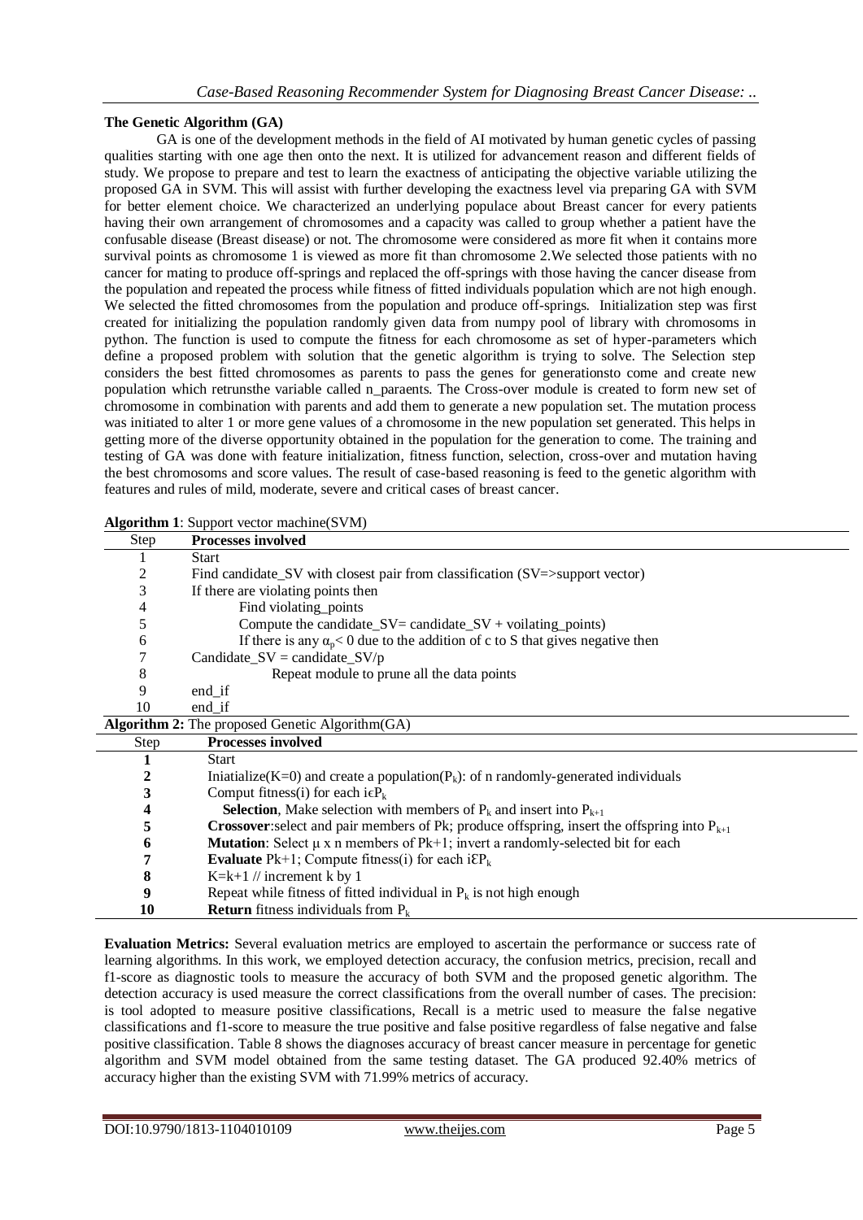**The Genetic Algorithm (GA)**

GA is one of the development methods in the field of AI motivated by human genetic cycles of passing qualities starting with one age then onto the next. It is utilized for advancement reason and different fields of study. We propose to prepare and test to learn the exactness of anticipating the objective variable utilizing the proposed GA in SVM. This will assist with further developing the exactness level via preparing GA with SVM for better element choice. We characterized an underlying populace about Breast cancer for every patients having their own arrangement of chromosomes and a capacity was called to group whether a patient have the confusable disease (Breast disease) or not. The chromosome were considered as more fit when it contains more survival points as chromosome 1 is viewed as more fit than chromosome 2.We selected those patients with no cancer for mating to produce off-springs and replaced the off-springs with those having the cancer disease from the population and repeated the process while fitness of fitted individuals population which are not high enough. We selected the fitted chromosomes from the population and produce off-springs. Initialization step was first created for initializing the population randomly given data from numpy pool of library with chromosoms in python. The function is used to compute the fitness for each chromosome as set of hyper-parameters which define a proposed problem with solution that the genetic algorithm is trying to solve. The Selection step considers the best fitted chromosomes as parents to pass the genes for generationsto come and create new population which retrunsthe variable called n_paraents. The Cross-over module is created to form new set of chromosome in combination with parents and add them to generate a new population set. The mutation process was initiated to alter 1 or more gene values of a chromosome in the new population set generated. This helps in getting more of the diverse opportunity obtained in the population for the generation to come. The training and testing of GA was done with feature initialization, fitness function, selection, cross-over and mutation having the best chromosoms and score values. The result of case-based reasoning is feed to the genetic algorithm with features and rules of mild, moderate, severe and critical cases of breast cancer.

**Algorithm 1**: Support vector machine(SVM)

| Step | **Processes involved** |
|---|---|
| 1 | Start |
| 2 | Find candidate_SV with closest pair from classification (SV=>support vector) |
| 3 | If there are violating points then |
| 4 | Find violating_points |
| 5 | Compute the candidate_SV= candidate_SV + voilating_points) |
| 6 | If there is any $\alpha_p < 0$ due to the addition of c to S that gives negative then |
| 7 | Candidate_SV = candidate_SV/p |
| 8 | Repeat module to prune all the data points |
| 9 | end_if |
| 10 | end_if |

**Algorithm 2:** The proposed Genetic Algorithm(GA)

| Step | **Processes involved** |
|---|---|
| **1** | Start |
| **2** | Iniatialize(K=0) and create a population($P_k$): of n randomly-generated individuals |
| **3** | Comput fitness(i) for each $i \epsilon P_k$ |
| **4** | **Selection**, Make selection with members of $P_k$ and insert into $P_{k+1}$ |
| **5** | **Crossover**:select and pair members of Pk; produce offspring, insert the offspring into $P_{k+1}$ |
| **6** | **Mutation**: Select $\mu$ x n members of Pk+1; invert a randomly-selected bit for each |
| **7** | **Evaluate** Pk+1; Compute fitness(i) for each $i \mathcal{E} P_k$ |
| **8** | K=k+1 // increment k by 1 |
| **9** | Repeat while fitness of fitted individual in $P_k$ is not high enough |
| **10** | **Return** fitness individuals from $P_k$ |

**Evaluation Metrics:** Several evaluation metrics are employed to ascertain the performance or success rate of learning algorithms. In this work, we employed detection accuracy, the confusion metrics, precision, recall and f1-score as diagnostic tools to measure the accuracy of both SVM and the proposed genetic algorithm. The detection accuracy is used measure the correct classifications from the overall number of cases. The precision: is tool adopted to measure positive classifications, Recall is a metric used to measure the false negative classifications and f1-score to measure the true positive and false positive regardless of false negative and false positive classification. Table 8 shows the diagnoses accuracy of breast cancer measure in percentage for genetic algorithm and SVM model obtained from the same testing dataset. The GA produced 92.40% metrics of accuracy higher than the existing SVM with 71.99% metrics of accuracy.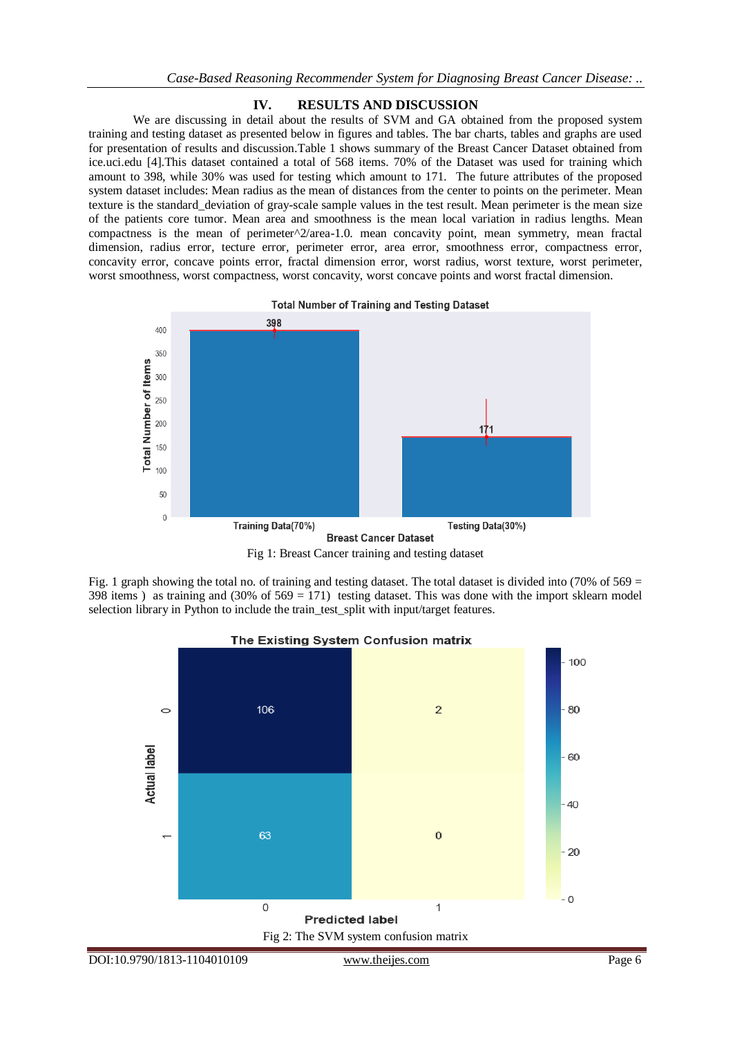## IV. RESULTS AND DISCUSSION

We are discussing in detail about the results of SVM and GA obtained from the proposed system training and testing dataset as presented below in figures and tables. The bar charts, tables and graphs are used for presentation of results and discussion.Table 1 shows summary of the Breast Cancer Dataset obtained from ice.uci.edu [4].This dataset contained a total of 568 items. 70% of the Dataset was used for training which amount to 398, while 30% was used for testing which amount to 171. The future attributes of the proposed system dataset includes: Mean radius as the mean of distances from the center to points on the perimeter. Mean texture is the standard_deviation of gray-scale sample values in the test result. Mean perimeter is the mean size of the patients core tumor. Mean area and smoothness is the mean local variation in radius lengths. Mean compactness is the mean of perimeter^2/area-1.0. mean concavity point, mean symmetry, mean fractal dimension, radius error, tecture error, perimeter error, area error, smoothness error, compactness error, concavity error, concave points error, fractal dimension error, worst radius, worst texture, worst perimeter, worst smoothness, worst compactness, worst concavity, worst concave points and worst fractal dimension.

Fig 1: Breast Cancer training and testing dataset

Fig. 1 graph showing the total no. of training and testing dataset. The total dataset is divided into (70% of 569 = 398 items ) as training and (30% of 569 = 171) testing dataset. This was done with the import sklearn model selection library in Python to include the train_test_split with input/target features.

Fig 2: The SVM system confusion matrix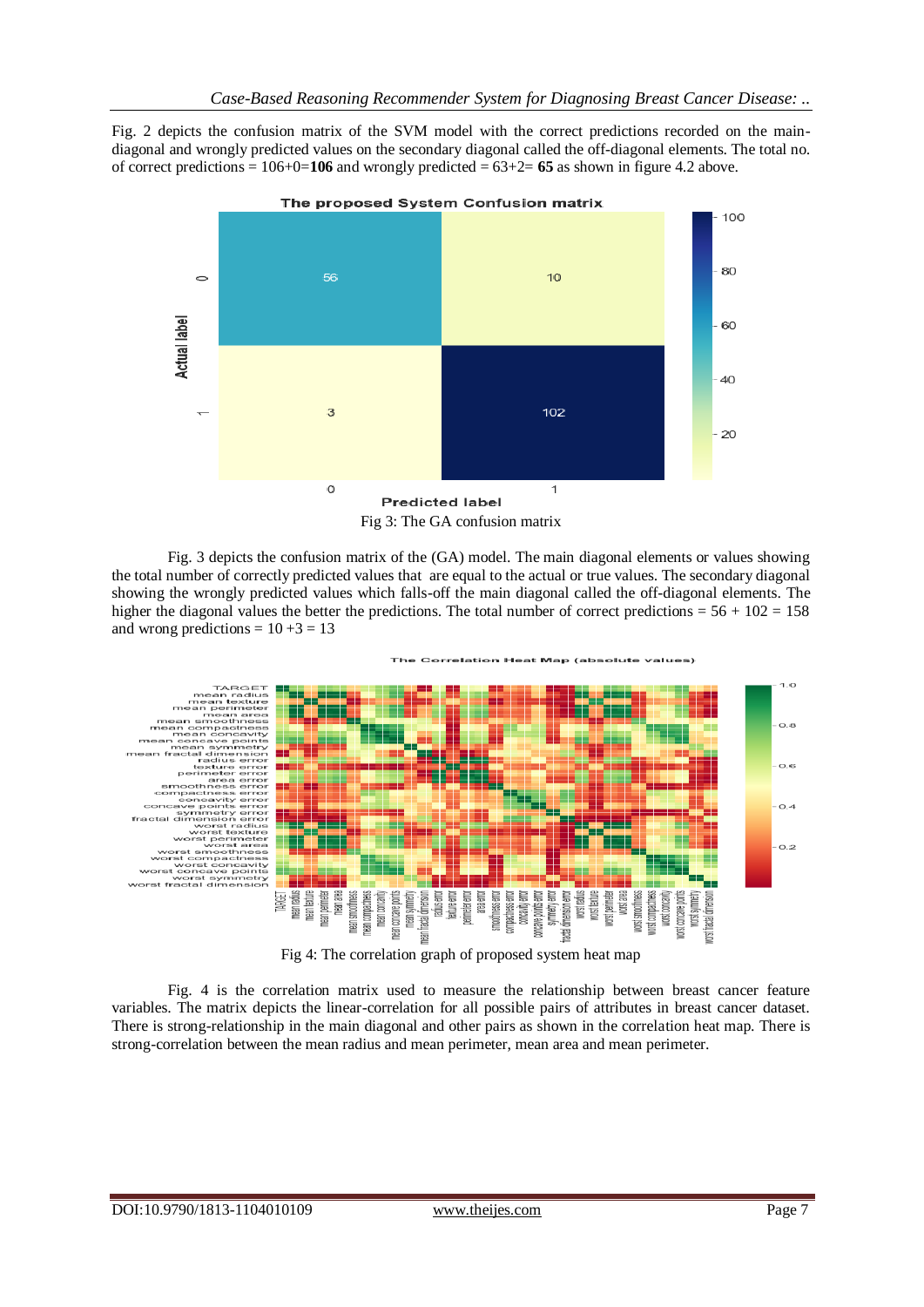Fig. 2 depicts the confusion matrix of the SVM model with the correct predictions recorded on the main-diagonal and wrongly predicted values on the secondary diagonal called the off-diagonal elements. The total no. of correct predictions = 106+0=**106** and wrongly predicted = 63+2= **65** as shown in figure 4.2 above.

Fig 3: The GA confusion matrix

Fig. 3 depicts the confusion matrix of the (GA) model. The main diagonal elements or values showing the total number of correctly predicted values that are equal to the actual or true values. The secondary diagonal showing the wrongly predicted values which falls-off the main diagonal called the off-diagonal elements. The higher the diagonal values the better the predictions. The total number of correct predictions = 56 + 102 = 158 and wrong predictions = 10 +3 = 13

Fig 4: The correlation graph of proposed system heat map

Fig. 4 is the correlation matrix used to measure the relationship between breast cancer feature variables. The matrix depicts the linear-correlation for all possible pairs of attributes in breast cancer dataset. There is strong-relationship in the main diagonal and other pairs as shown in the correlation heat map. There is strong-correlation between the mean radius and mean perimeter, mean area and mean perimeter.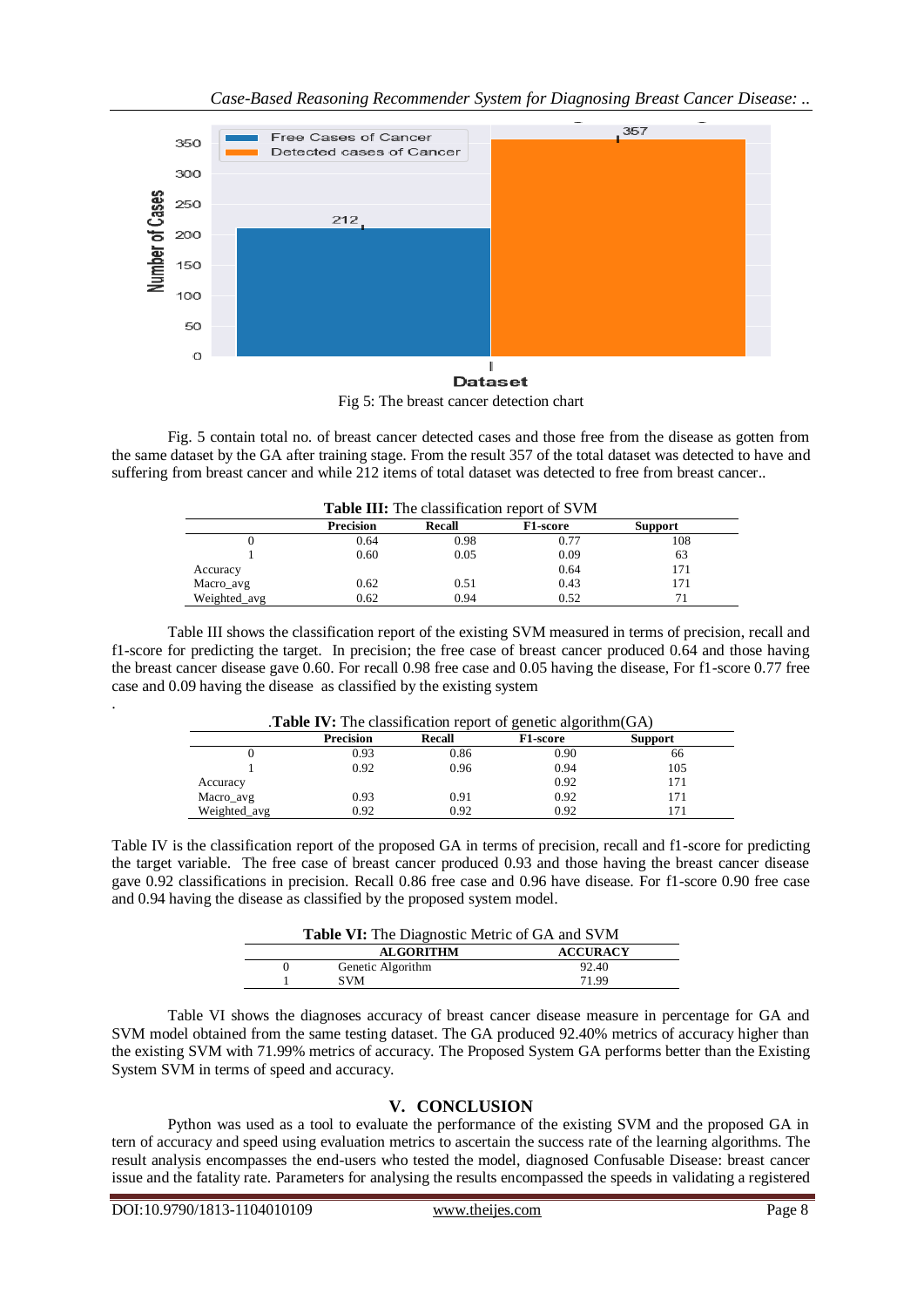Fig 5: The breast cancer detection chart

Fig. 5 contain total no. of breast cancer detected cases and those free from the disease as gotten from the same dataset by the GA after training stage. From the result 357 of the total dataset was detected to have and suffering from breast cancer and while 212 items of total dataset was detected to free from breast cancer..

**Table III:** The classification report of SVM

| | Precision | Recall | F1-score | Support |
|---|---|---|---|---|
| 0 | 0.64 | 0.98 | 0.77 | 108 |
| 1 | 0.60 | 0.05 | 0.09 | 63 |
| Accuracy | | | 0.64 | 171 |
| Macro_avg | 0.62 | 0.51 | 0.43 | 171 |
| Weighted_avg | 0.62 | 0.94 | 0.52 | 71 |

Table III shows the classification report of the existing SVM measured in terms of precision, recall and f1-score for predicting the target. In precision; the free case of breast cancer produced 0.64 and those having the breast cancer disease gave 0.60. For recall 0.98 free case and 0.05 having the disease, For f1-score 0.77 free case and 0.09 having the disease as classified by the existing system

.

.**Table IV:** The classification report of genetic algorithm(GA)

| | Precision | Recall | F1-score | Support |
|---|---|---|---|---|
| 0 | 0.93 | 0.86 | 0.90 | 66 |
| 1 | 0.92 | 0.96 | 0.94 | 105 |
| Accuracy | | | 0.92 | 171 |
| Macro_avg | 0.93 | 0.91 | 0.92 | 171 |
| Weighted_avg | 0.92 | 0.92 | 0.92 | 171 |

Table IV is the classification report of the proposed GA in terms of precision, recall and f1-score for predicting the target variable. The free case of breast cancer produced 0.93 and those having the breast cancer disease gave 0.92 classifications in precision. Recall 0.86 free case and 0.96 have disease. For f1-score 0.90 free case and 0.94 having the disease as classified by the proposed system model.

**Table VI:** The Diagnostic Metric of GA and SVM

| | ALGORITHM | ACCURACY |
|---|---|---|
| 0 | Genetic Algorithm | 92.40 |
| 1 | SVM | 71.99 |

Table VI shows the diagnoses accuracy of breast cancer disease measure in percentage for GA and SVM model obtained from the same testing dataset. The GA produced 92.40% metrics of accuracy higher than the existing SVM with 71.99% metrics of accuracy. The Proposed System GA performs better than the Existing System SVM in terms of speed and accuracy.

## V. CONCLUSION

Python was used as a tool to evaluate the performance of the existing SVM and the proposed GA in tern of accuracy and speed using evaluation metrics to ascertain the success rate of the learning algorithms. The result analysis encompasses the end-users who tested the model, diagnosed Confusable Disease: breast cancer issue and the fatality rate. Parameters for analysing the results encompassed the speeds in validating a registered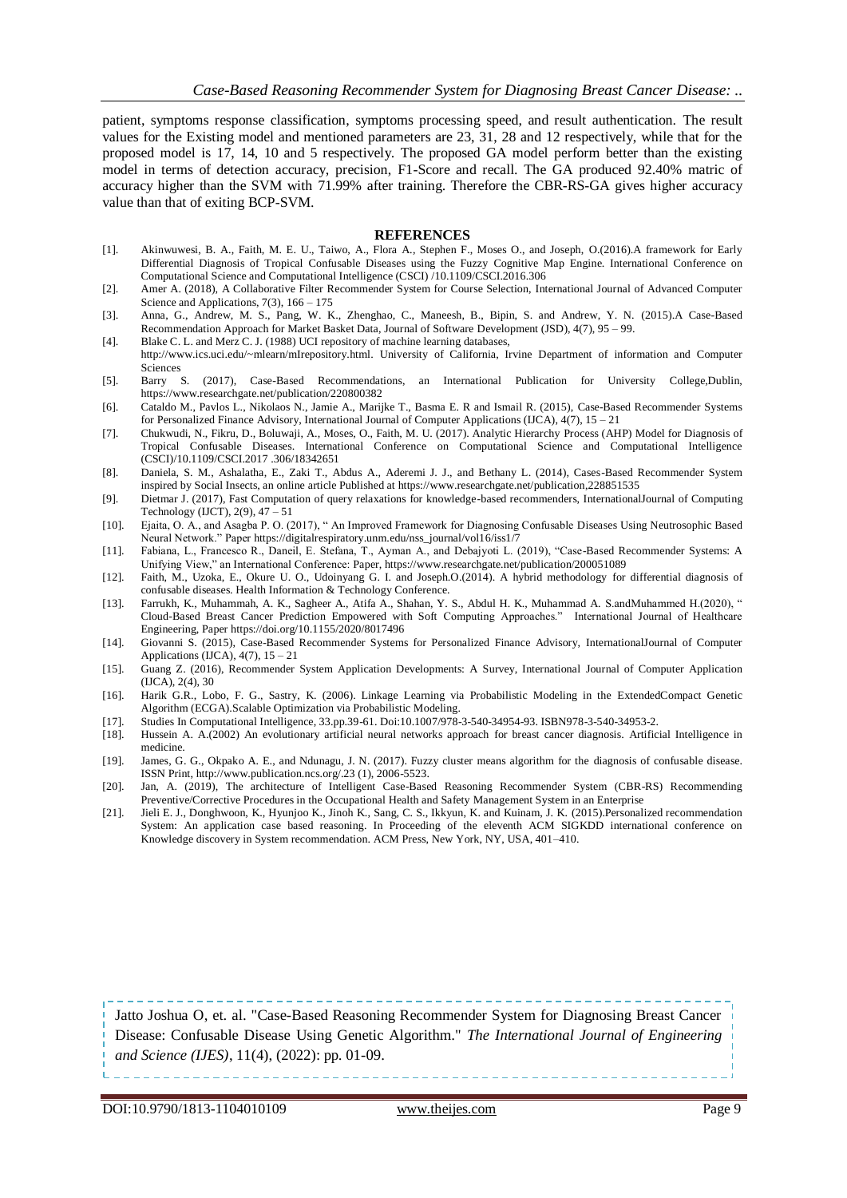patient, symptoms response classification, symptoms processing speed, and result authentication. The result values for the Existing model and mentioned parameters are 23, 31, 28 and 12 respectively, while that for the proposed model is 17, 14, 10 and 5 respectively. The proposed GA model perform better than the existing model in terms of detection accuracy, precision, F1-Score and recall. The GA produced 92.40% matric of accuracy higher than the SVM with 71.99% after training. Therefore the CBR-RS-GA gives higher accuracy value than that of exiting BCP-SVM.

## REFERENCES

[1]. Akinwuwesi, B. A., Faith, M. E. U., Taiwo, A., Flora A., Stephen F., Moses O., and Joseph, O.(2016).A framework for Early Differential Diagnosis of Tropical Confusable Diseases using the Fuzzy Cognitive Map Engine. International Conference on Computational Science and Computational Intelligence (CSCI) /10.1109/CSCI.2016.306

[2]. Amer A. (2018), A Collaborative Filter Recommender System for Course Selection, International Journal of Advanced Computer Science and Applications, 7(3), 166 – 175

[3]. Anna, G., Andrew, M. S., Pang, W. K., Zhenghao, C., Maneesh, B., Bipin, S. and Andrew, Y. N. (2015).A Case-Based Recommendation Approach for Market Basket Data, Journal of Software Development (JSD), 4(7), 95 – 99.

[4]. Blake C. L. and Merz C. J. (1988) UCI repository of machine learning databases, http://www.ics.uci.edu/~mlearn/mIrepository.html. University of California, Irvine Department of information and Computer Sciences

[5]. Barry S. (2017), Case-Based Recommendations, an International Publication for University College,Dublin, https://www.researchgate.net/publication/220800382

[6]. Cataldo M., Pavlos L., Nikolaos N., Jamie A., Marijke T., Basma E. R and Ismail R. (2015), Case-Based Recommender Systems for Personalized Finance Advisory, International Journal of Computer Applications (IJCA), 4(7), 15 – 21

[7]. Chukwudi, N., Fikru, D., Boluwaji, A., Moses, O., Faith, M. U. (2017). Analytic Hierarchy Process (AHP) Model for Diagnosis of Tropical Confusable Diseases. International Conference on Computational Science and Computational Intelligence (CSCI)/10.1109/CSCI.2017 .306/18342651

[8]. Daniela, S. M., Ashalatha, E., Zaki T., Abdus A., Aderemi J. J., and Bethany L. (2014), Cases-Based Recommender System inspired by Social Insects, an online article Published at https://www.researchgate.net/publication,228851535

[9]. Dietmar J. (2017), Fast Computation of query relaxations for knowledge-based recommenders, InternationalJournal of Computing Technology (IJCT), 2(9), 47 – 51

[10]. Ejaita, O. A., and Asagba P. O. (2017), " An Improved Framework for Diagnosing Confusable Diseases Using Neutrosophic Based Neural Network." Paper https://digitalrespiratory.unm.edu/nss_journal/vol16/iss1/7

[11]. Fabiana, L., Francesco R., Daneil, E. Stefana, T., Ayman A., and Debajyoti L. (2019), "Case-Based Recommender Systems: A Unifying View," an International Conference: Paper, https://www.researchgate.net/publication/200051089

[12]. Faith, M., Uzoka, E., Okure U. O., Udoinyang G. I. and Joseph.O.(2014). A hybrid methodology for differential diagnosis of confusable diseases. Health Information & Technology Conference.

[13]. Farrukh, K., Muhammah, A. K., Sagheer A., Atifa A., Shahan, Y. S., Abdul H. K., Muhammad A. S.andMuhammed H.(2020), " Cloud-Based Breast Cancer Prediction Empowered with Soft Computing Approaches." International Journal of Healthcare Engineering, Paper https://doi.org/10.1155/2020/8017496

[14]. Giovanni S. (2015), Case-Based Recommender Systems for Personalized Finance Advisory, InternationalJournal of Computer Applications (IJCA), 4(7), 15 – 21

[15]. Guang Z. (2016), Recommender System Application Developments: A Survey, International Journal of Computer Application (IJCA), 2(4), 30

[16]. Harik G.R., Lobo, F. G., Sastry, K. (2006). Linkage Learning via Probabilistic Modeling in the ExtendedCompact Genetic Algorithm (ECGA).Scalable Optimization via Probabilistic Modeling.

[17]. Studies In Computational Intelligence, 33.pp.39-61. Doi:10.1007/978-3-540-34954-93. ISBN978-3-540-34953-2.

[18]. Hussein A. A.(2002) An evolutionary artificial neural networks approach for breast cancer diagnosis. Artificial Intelligence in medicine.

[19]. James, G. G., Okpako A. E., and Ndunagu, J. N. (2017). Fuzzy cluster means algorithm for the diagnosis of confusable disease. ISSN Print, http://www.publication.ncs.org/.23 (1), 2006-5523.

[20]. Jan, A. (2019), The architecture of Intelligent Case-Based Reasoning Recommender System (CBR-RS) Recommending Preventive/Corrective Procedures in the Occupational Health and Safety Management System in an Enterprise

[21]. Jieli E. J., Donghwoon, K., Hyunjoo K., Jinoh K., Sang, C. S., Ikkyun, K. and Kuinam, J. K. (2015).Personalized recommendation System: An application case based reasoning. In Proceeding of the eleventh ACM SIGKDD international conference on Knowledge discovery in System recommendation. ACM Press, New York, NY, USA, 401–410.

Jatto Joshua O, et. al. "Case-Based Reasoning Recommender System for Diagnosing Breast Cancer Disease: Confusable Disease Using Genetic Algorithm." *The International Journal of Engineering and Science (IJES)*, 11(4), (2022): pp. 01-09.